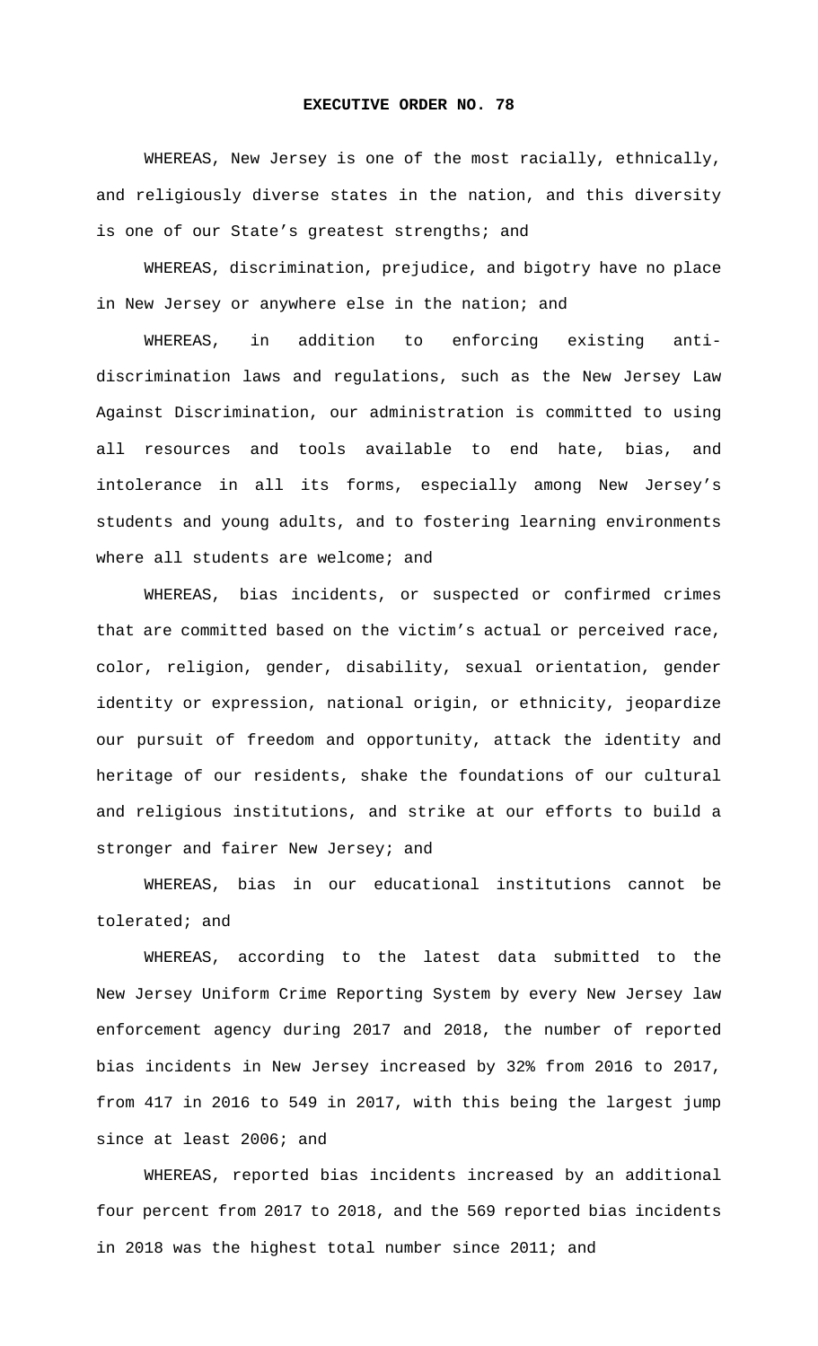# EXECUTIVE ORDER NO. 78

WHEREAS, New Jersey is one of the most racially, ethnically, and religiously diverse states in the nation, and this diversity is one of our State's greatest strengths; and

WHEREAS, discrimination, prejudice, and bigotry have no place in New Jersey or anywhere else in the nation; and

WHEREAS, in addition to enforcing existing anti-discrimination laws and regulations, such as the New Jersey Law Against Discrimination, our administration is committed to using all resources and tools available to end hate, bias, and intolerance in all its forms, especially among New Jersey's students and young adults, and to fostering learning environments where all students are welcome; and

WHEREAS, bias incidents, or suspected or confirmed crimes that are committed based on the victim's actual or perceived race, color, religion, gender, disability, sexual orientation, gender identity or expression, national origin, or ethnicity, jeopardize our pursuit of freedom and opportunity, attack the identity and heritage of our residents, shake the foundations of our cultural and religious institutions, and strike at our efforts to build a stronger and fairer New Jersey; and

WHEREAS, bias in our educational institutions cannot be tolerated; and

WHEREAS, according to the latest data submitted to the New Jersey Uniform Crime Reporting System by every New Jersey law enforcement agency during 2017 and 2018, the number of reported bias incidents in New Jersey increased by 32% from 2016 to 2017, from 417 in 2016 to 549 in 2017, with this being the largest jump since at least 2006; and

WHEREAS, reported bias incidents increased by an additional four percent from 2017 to 2018, and the 569 reported bias incidents in 2018 was the highest total number since 2011; and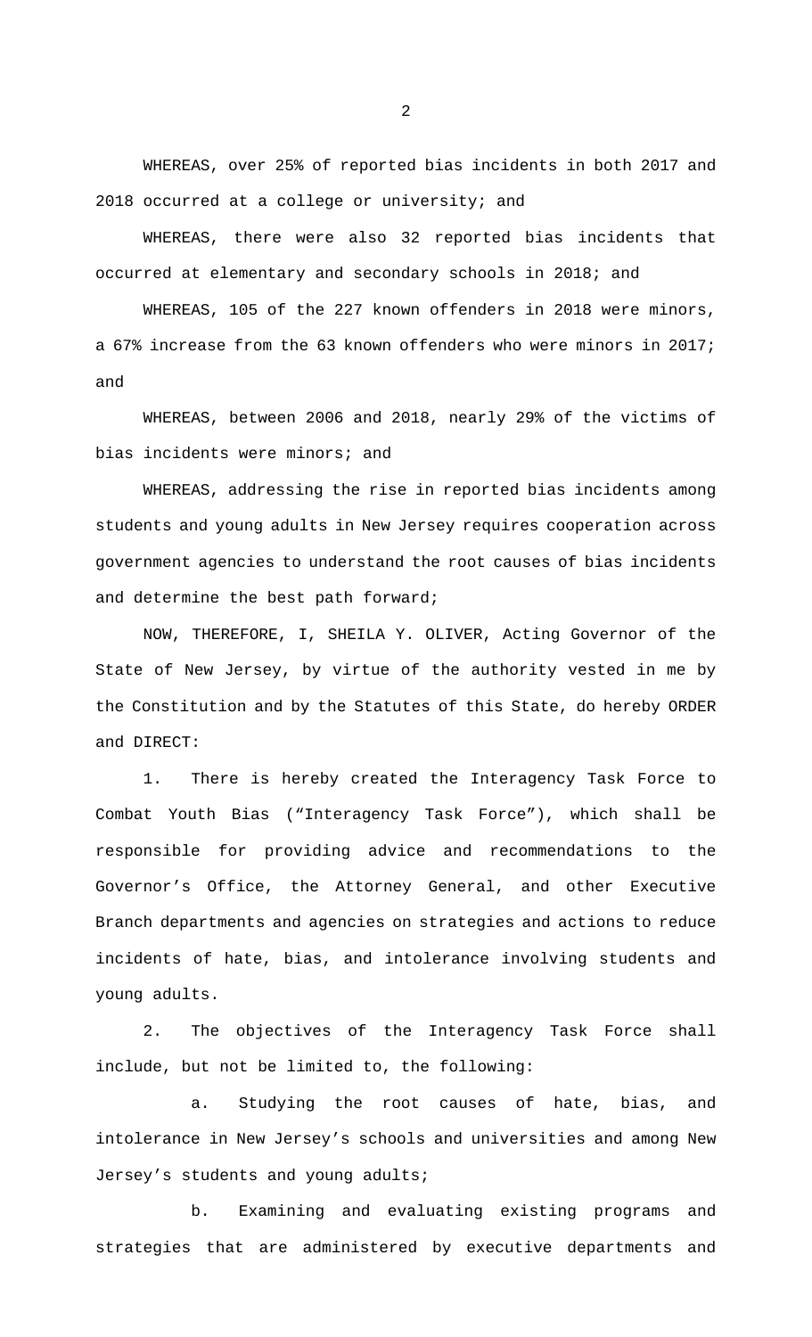WHEREAS, over 25% of reported bias incidents in both 2017 and 2018 occurred at a college or university; and

WHEREAS, there were also 32 reported bias incidents that occurred at elementary and secondary schools in 2018; and

WHEREAS, 105 of the 227 known offenders in 2018 were minors, a 67% increase from the 63 known offenders who were minors in 2017; and

WHEREAS, between 2006 and 2018, nearly 29% of the victims of bias incidents were minors; and

WHEREAS, addressing the rise in reported bias incidents among students and young adults in New Jersey requires cooperation across government agencies to understand the root causes of bias incidents and determine the best path forward;

NOW, THEREFORE, I, SHEILA Y. OLIVER, Acting Governor of the State of New Jersey, by virtue of the authority vested in me by the Constitution and by the Statutes of this State, do hereby ORDER and DIRECT:

1. There is hereby created the Interagency Task Force to Combat Youth Bias ("Interagency Task Force"), which shall be responsible for providing advice and recommendations to the Governor's Office, the Attorney General, and other Executive Branch departments and agencies on strategies and actions to reduce incidents of hate, bias, and intolerance involving students and young adults.

2. The objectives of the Interagency Task Force shall include, but not be limited to, the following:

   a. Studying the root causes of hate, bias, and intolerance in New Jersey's schools and universities and among New Jersey's students and young adults;

   b. Examining and evaluating existing programs and strategies that are administered by executive departments and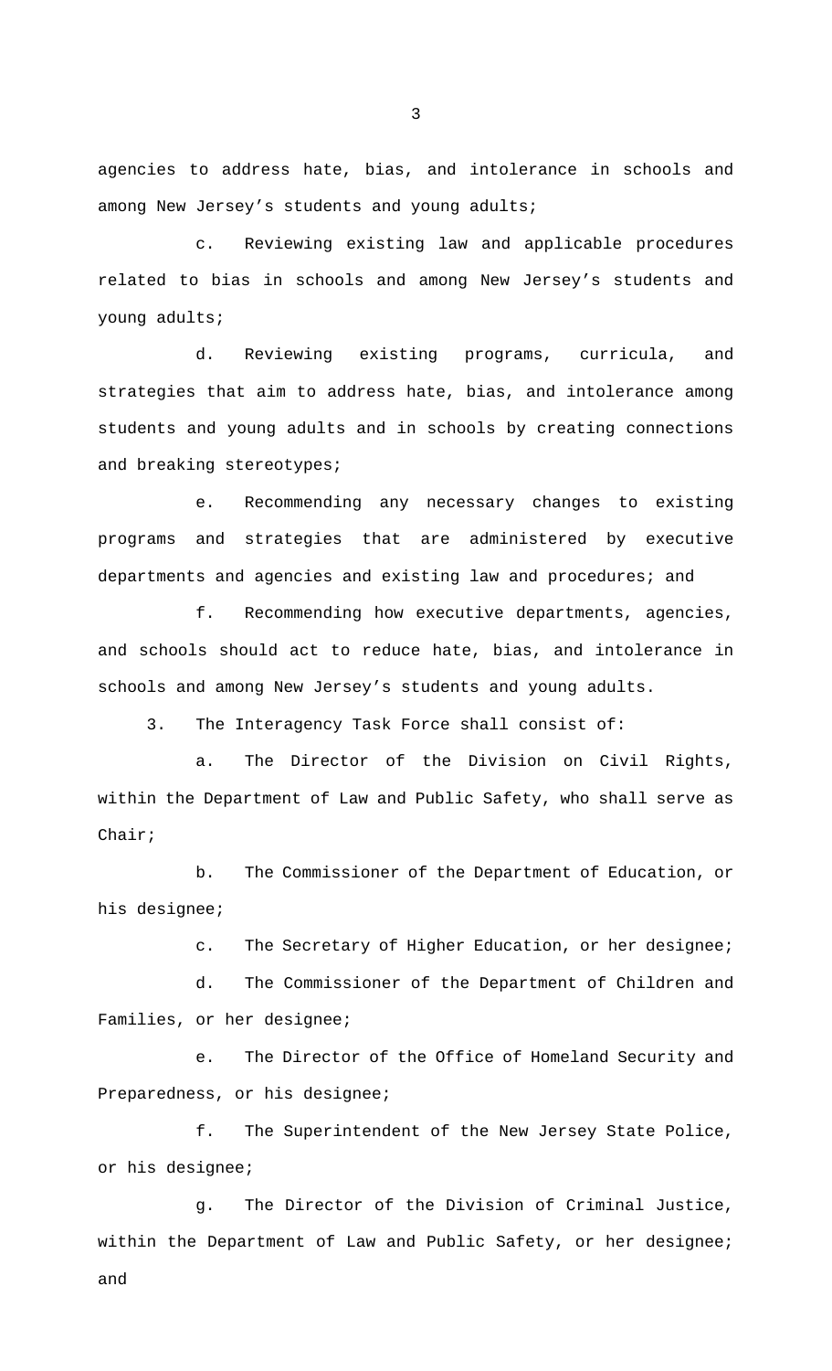agencies to address hate, bias, and intolerance in schools and among New Jersey's students and young adults;

c. Reviewing existing law and applicable procedures related to bias in schools and among New Jersey's students and young adults;

d. Reviewing existing programs, curricula, and strategies that aim to address hate, bias, and intolerance among students and young adults and in schools by creating connections and breaking stereotypes;

e. Recommending any necessary changes to existing programs and strategies that are administered by executive departments and agencies and existing law and procedures; and

f. Recommending how executive departments, agencies, and schools should act to reduce hate, bias, and intolerance in schools and among New Jersey's students and young adults.

3. The Interagency Task Force shall consist of:

a. The Director of the Division on Civil Rights, within the Department of Law and Public Safety, who shall serve as Chair;

b. The Commissioner of the Department of Education, or his designee;

c. The Secretary of Higher Education, or her designee;

d. The Commissioner of the Department of Children and Families, or her designee;

e. The Director of the Office of Homeland Security and Preparedness, or his designee;

f. The Superintendent of the New Jersey State Police, or his designee;

g. The Director of the Division of Criminal Justice, within the Department of Law and Public Safety, or her designee; and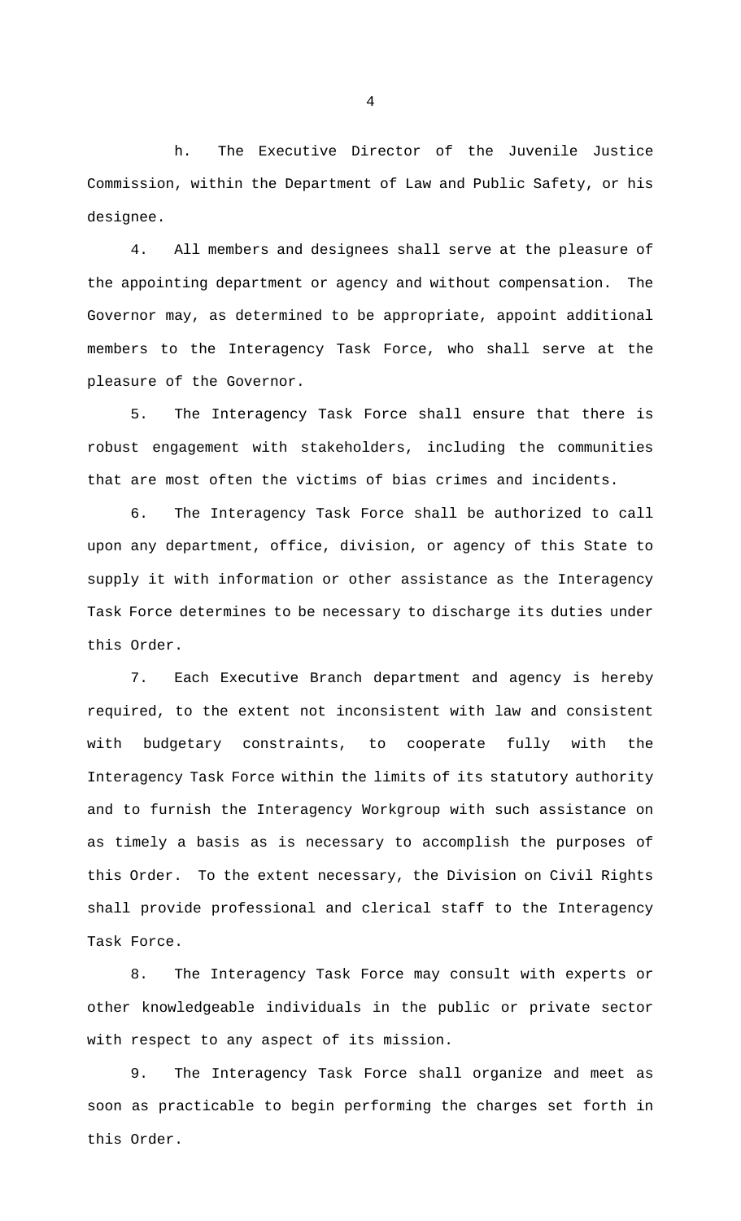h. The Executive Director of the Juvenile Justice Commission, within the Department of Law and Public Safety, or his designee.

4. All members and designees shall serve at the pleasure of the appointing department or agency and without compensation. The Governor may, as determined to be appropriate, appoint additional members to the Interagency Task Force, who shall serve at the pleasure of the Governor.

5. The Interagency Task Force shall ensure that there is robust engagement with stakeholders, including the communities that are most often the victims of bias crimes and incidents.

6. The Interagency Task Force shall be authorized to call upon any department, office, division, or agency of this State to supply it with information or other assistance as the Interagency Task Force determines to be necessary to discharge its duties under this Order.

7. Each Executive Branch department and agency is hereby required, to the extent not inconsistent with law and consistent with budgetary constraints, to cooperate fully with the Interagency Task Force within the limits of its statutory authority and to furnish the Interagency Workgroup with such assistance on as timely a basis as is necessary to accomplish the purposes of this Order. To the extent necessary, the Division on Civil Rights shall provide professional and clerical staff to the Interagency Task Force.

8. The Interagency Task Force may consult with experts or other knowledgeable individuals in the public or private sector with respect to any aspect of its mission.

9. The Interagency Task Force shall organize and meet as soon as practicable to begin performing the charges set forth in this Order.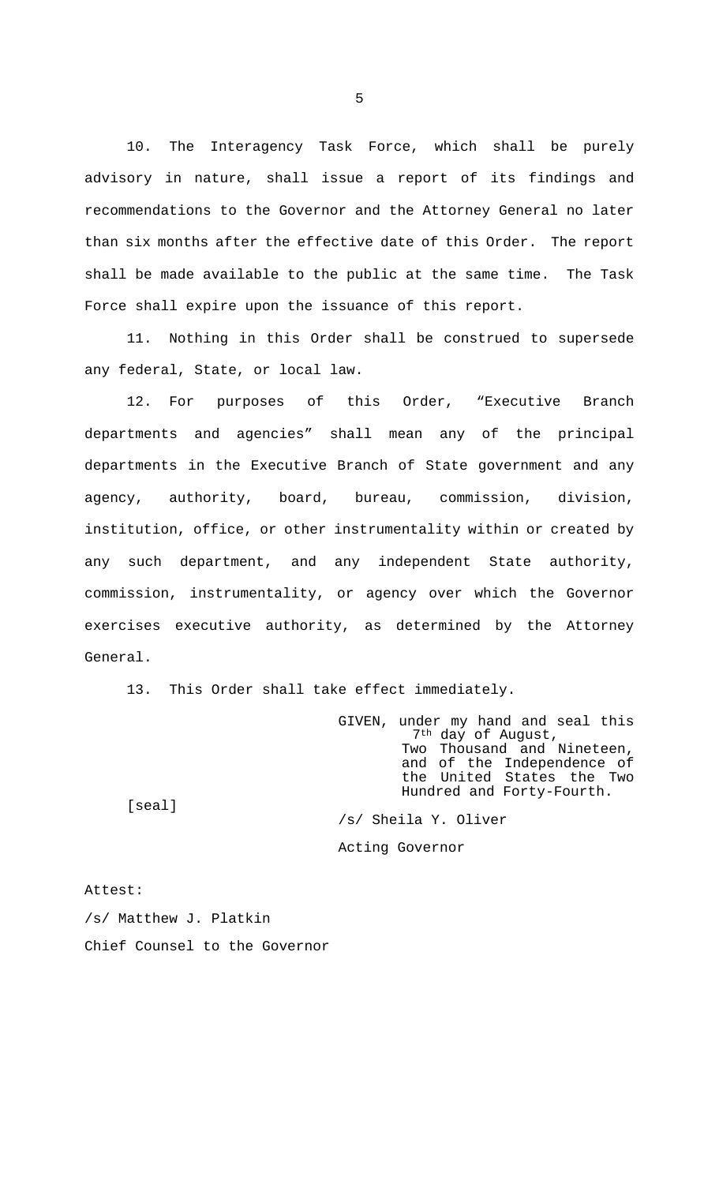10. The Interagency Task Force, which shall be purely advisory in nature, shall issue a report of its findings and recommendations to the Governor and the Attorney General no later than six months after the effective date of this Order. The report shall be made available to the public at the same time. The Task Force shall expire upon the issuance of this report.

11. Nothing in this Order shall be construed to supersede any federal, State, or local law.

12. For purposes of this Order, "Executive Branch departments and agencies" shall mean any of the principal departments in the Executive Branch of State government and any agency, authority, board, bureau, commission, division, institution, office, or other instrumentality within or created by any such department, and any independent State authority, commission, instrumentality, or agency over which the Governor exercises executive authority, as determined by the Attorney General.

13. This Order shall take effect immediately.

GIVEN, under my hand and seal this 7th day of August, Two Thousand and Nineteen, and of the Independence of the United States the Two Hundred and Forty-Fourth.

[seal]

/s/ Sheila Y. Oliver

Acting Governor

Attest:

/s/ Matthew J. Platkin

Chief Counsel to the Governor